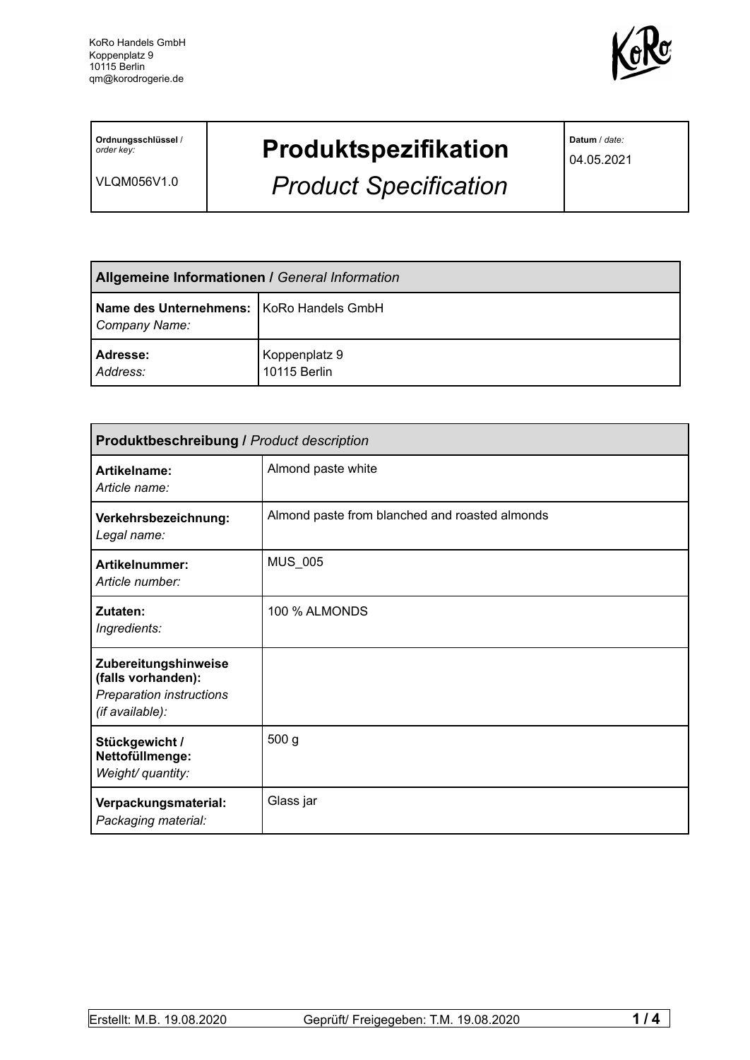KoRo Handels GmbH
Koppenplatz 9
10115 Berlin
qm@korodrogerie.de

| **Ordnungsschlüssel** / *order key:* VLQM056V1.0 | **Produktspezifikation** *Product Specification* | **Datum** / *date:* 04.05.2021 |
|---|---|---|

| **Allgemeine Informationen /** *General Information* | |
|---|---|
| **Name des Unternehmens:** *Company Name:* | KoRo Handels GmbH |
| **Adresse:** *Address:* | Koppenplatz 9 10115 Berlin |

| **Produktbeschreibung /** *Product description* | |
|---|---|
| **Artikelname:** *Article name:* | Almond paste white |
| **Verkehrsbezeichnung:** *Legal name:* | Almond paste from blanched and roasted almonds |
| **Artikelnummer:** *Article number:* | MUS_005 |
| **Zutaten:** *Ingredients:* | 100 % ALMONDS |
| **Zubereitungshinweise (falls vorhanden):** *Preparation instructions (if available):* | |
| **Stückgewicht / Nettofüllmenge:** *Weight/ quantity:* | 500 g |
| **Verpackungsmaterial:** *Packaging material:* | Glass jar |

Erstellt: M.B. 19.08.2020 Geprüft/ Freigegeben: T.M. 19.08.2020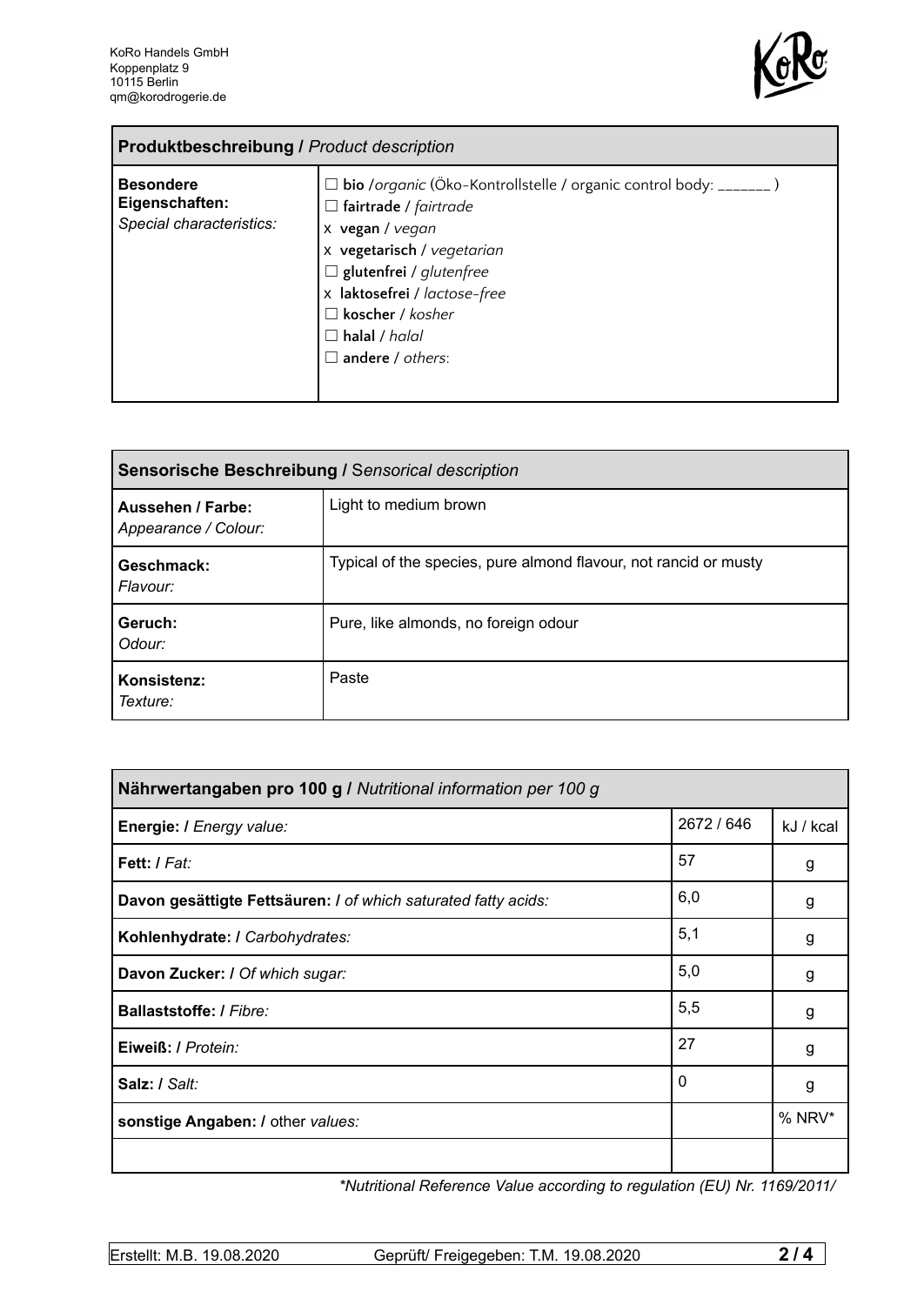KoRo Handels GmbH
Koppenplatz 9
10115 Berlin
qm@korodrogerie.de

| **Produktbeschreibung /** *Product description* | |
|---|---|
| **Besondere Eigenschaften:** *Special characteristics:* | ☐ **bio** /*organic* (Öko-Kontrollstelle / organic control body: _______ )<br>☐ **fairtrade** / *fairtrade*<br>x **vegan** / *vegan*<br>x **vegetarisch** / *vegetarian*<br>☐ **glutenfrei** / *glutenfree*<br>x **laktosefrei** / *lactose-free*<br>☐ **koscher** / *kosher*<br>☐ **halal** / *halal*<br>☐ **andere** / *others*: |

| **Sensorische Beschreibung /** *Sensorical description* | |
|---|---|
| **Aussehen / Farbe:** *Appearance / Colour:* | Light to medium brown |
| **Geschmack:** *Flavour:* | Typical of the species, pure almond flavour, not rancid or musty |
| **Geruch:** *Odour:* | Pure, like almonds, no foreign odour |
| **Konsistenz:** *Texture:* | Paste |

| **Nährwertangaben pro 100 g /** *Nutritional information per 100 g* | | |
|---|---|---|
| **Energie: /** *Energy value:* | 2672 / 646 | kJ / kcal |
| **Fett: /** *Fat:* | 57 | g |
| **Davon gesättigte Fettsäuren: /** *of which saturated fatty acids:* | 6,0 | g |
| **Kohlenhydrate: /** *Carbohydrates:* | 5,1 | g |
| **Davon Zucker: /** *Of which sugar:* | 5,0 | g |
| **Ballaststoffe: /** *Fibre:* | 5,5 | g |
| **Eiweiß: /** *Protein:* | 27 | g |
| **Salz: /** *Salt:* | 0 | g |
| **sonstige Angaben: /** other *values:* | | % NRV* |
| | | |

*\*Nutritional Reference Value according to regulation (EU) Nr. 1169/2011/*

Erstellt: M.B. 19.08.2020 | Geprüft/ Freigegeben: T.M. 19.08.2020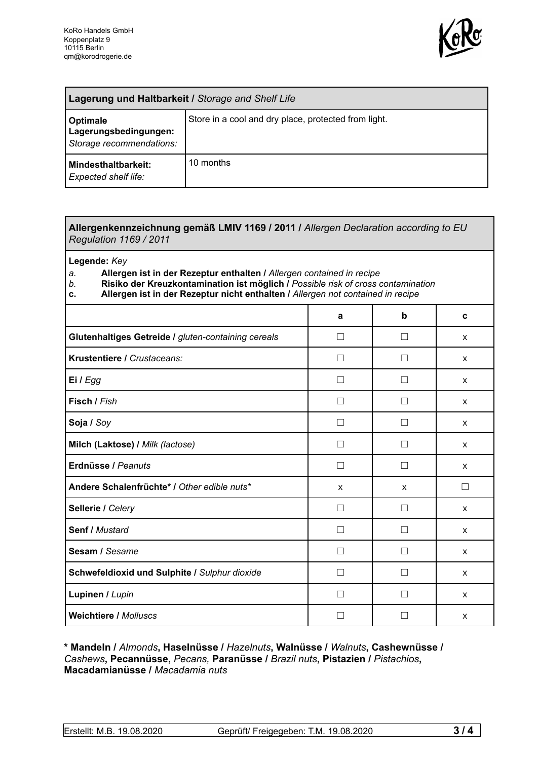| **Lagerung und Haltbarkeit /** *Storage and Shelf Life* | |
|---|---|
| **Optimale Lagerungsbedingungen:** *Storage recommendations:* | Store in a cool and dry place, protected from light. |
| **Mindesthaltbarkeit:** *Expected shelf life:* | 10 months |

**Allergenkennzeichnung gemäß LMIV 1169 / 2011 /** *Allergen Declaration according to EU Regulation 1169 / 2011*

**Legende:** *Key*

*a.* **Allergen ist in der Rezeptur enthalten /** *Allergen contained in recipe*
*b.* **Risiko der Kreuzkontamination ist möglich /** *Possible risk of cross contamination*
**c.** **Allergen ist in der Rezeptur nicht enthalten /** *Allergen not contained in recipe*

| | a | b | c |
|---|---|---|---|
| **Glutenhaltiges Getreide /** *gluten-containing cereals* | ☐ | ☐ | x |
| **Krustentiere /** *Crustaceans:* | ☐ | ☐ | x |
| **Ei /** *Egg* | ☐ | ☐ | x |
| **Fisch /** *Fish* | ☐ | ☐ | x |
| **Soja /** *Soy* | ☐ | ☐ | x |
| **Milch (Laktose) /** *Milk (lactose)* | ☐ | ☐ | x |
| **Erdnüsse /** *Peanuts* | ☐ | ☐ | x |
| **Andere Schalenfrüchte* /** *Other edible nuts** | x | x | ☐ |
| **Sellerie /** *Celery* | ☐ | ☐ | x |
| **Senf /** *Mustard* | ☐ | ☐ | x |
| **Sesam /** *Sesame* | ☐ | ☐ | x |
| **Schwefeldioxid und Sulphite /** *Sulphur dioxide* | ☐ | ☐ | x |
| **Lupinen /** *Lupin* | ☐ | ☐ | x |
| **Weichtiere /** *Molluscs* | ☐ | ☐ | x |

**\* Mandeln /** *Almonds*, **Haselnüsse /** *Hazelnuts*, **Walnüsse /** *Walnuts*, **Cashewnüsse /** *Cashews*, **Pecannüsse,** *Pecans,* **Paranüsse /** *Brazil nuts*, **Pistazien /** *Pistachios*, **Macadamianüsse /** *Macadamia nuts*

Erstellt: M.B. 19.08.2020 Geprüft/ Freigegeben: T.M. 19.08.2020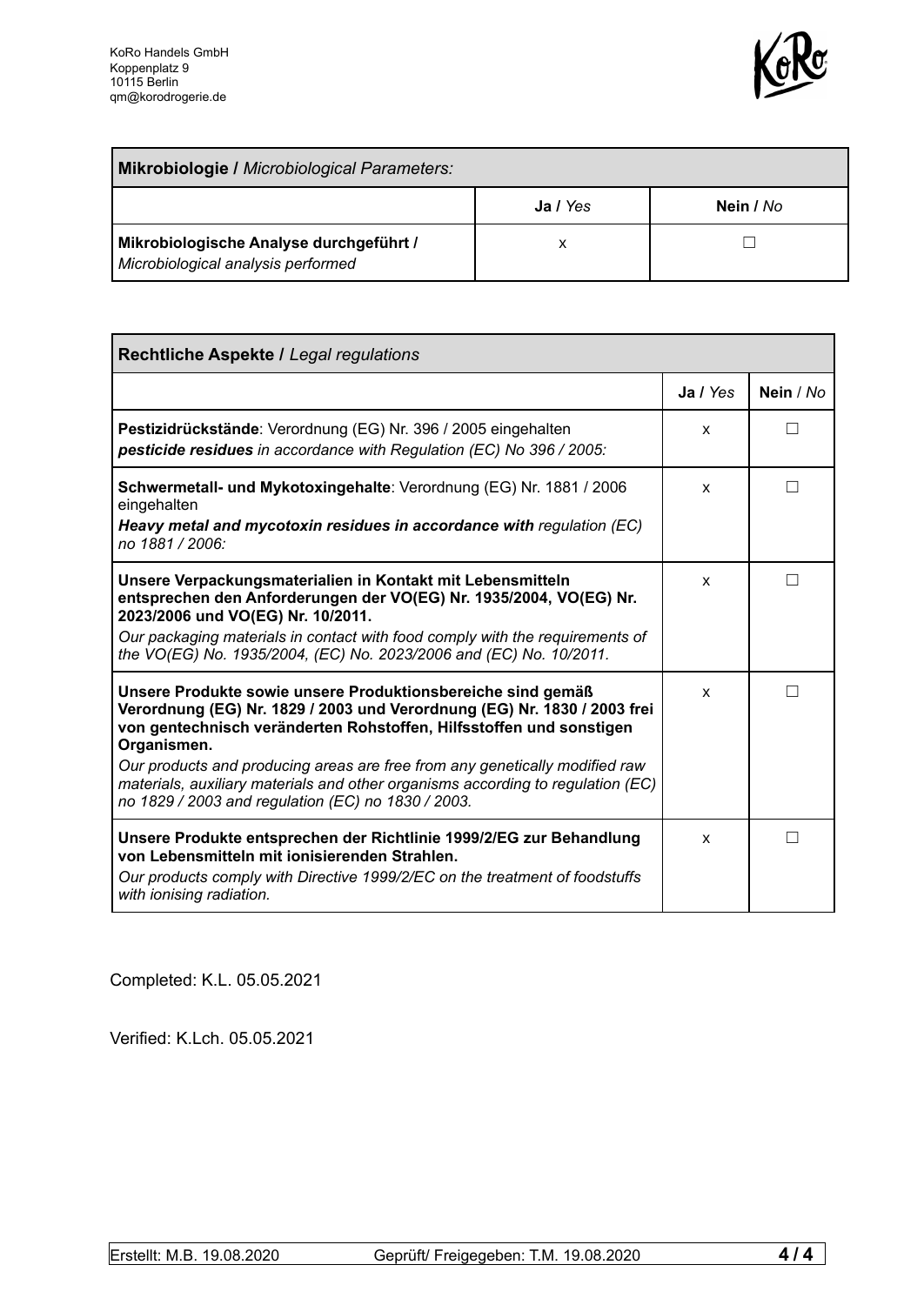KoRo Handels GmbH
Koppenplatz 9
10115 Berlin
qm@korodrogerie.de

| **Mikrobiologie /** *Microbiological Parameters:* | | |
|---|---|---|
| | **Ja /** *Yes* | **Nein /** *No* |
| **Mikrobiologische Analyse durchgeführt /** *Microbiological analysis performed* | x | ☐ |

| **Rechtliche Aspekte /** *Legal regulations* | | |
|---|---|---|
| | **Ja /** *Yes* | **Nein** / *No* |
| **Pestizidrückstände**: Verordnung (EG) Nr. 396 / 2005 eingehalten ***pesticide residues*** *in accordance with Regulation (EC) No 396 / 2005:* | x | ☐ |
| **Schwermetall- und Mykotoxingehalte**: Verordnung (EG) Nr. 1881 / 2006 eingehalten ***Heavy metal and mycotoxin residues in accordance with*** *regulation (EC) no 1881 / 2006:* | x | ☐ |
| **Unsere Verpackungsmaterialien in Kontakt mit Lebensmitteln entsprechen den Anforderungen der VO(EG) Nr. 1935/2004, VO(EG) Nr. 2023/2006 und VO(EG) Nr. 10/2011.** *Our packaging materials in contact with food comply with the requirements of the VO(EG) No. 1935/2004, (EC) No. 2023/2006 and (EC) No. 10/2011.* | x | ☐ |
| **Unsere Produkte sowie unsere Produktionsbereiche sind gemäß Verordnung (EG) Nr. 1829 / 2003 und Verordnung (EG) Nr. 1830 / 2003 frei von gentechnisch veränderten Rohstoffen, Hilfsstoffen und sonstigen Organismen.** *Our products and producing areas are free from any genetically modified raw materials, auxiliary materials and other organisms according to regulation (EC) no 1829 / 2003 and regulation (EC) no 1830 / 2003.* | x | ☐ |
| **Unsere Produkte entsprechen der Richtlinie 1999/2/EG zur Behandlung von Lebensmitteln mit ionisierenden Strahlen.** *Our products comply with Directive 1999/2/EC on the treatment of foodstuffs with ionising radiation.* | x | ☐ |

Completed: K.L. 05.05.2021

Verified: K.Lch. 05.05.2021

Erstellt: M.B. 19.08.2020 Geprüft/ Freigegeben: T.M. 19.08.2020